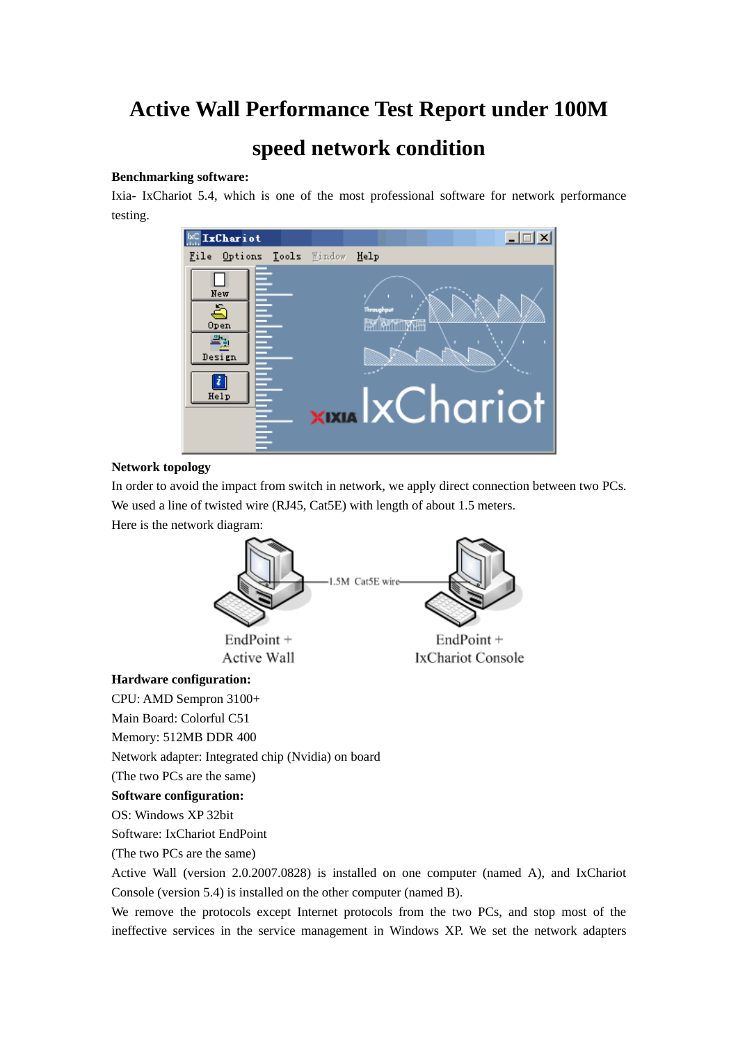# Active Wall Performance Test Report under 100M speed network condition

**Benchmarking software:**

Ixia- IxChariot 5.4, which is one of the most professional software for network performance testing.

**Network topology**

In order to avoid the impact from switch in network, we apply direct connection between two PCs. We used a line of twisted wire (RJ45, Cat5E) with length of about 1.5 meters.

Here is the network diagram:

**Hardware configuration:**

CPU: AMD Sempron 3100+

Main Board: Colorful C51

Memory: 512MB DDR 400

Network adapter: Integrated chip (Nvidia) on board

(The two PCs are the same)

**Software configuration:**

OS: Windows XP 32bit

Software: IxChariot EndPoint

(The two PCs are the same)

Active Wall (version 2.0.2007.0828) is installed on one computer (named A), and IxChariot Console (version 5.4) is installed on the other computer (named B).

We remove the protocols except Internet protocols from the two PCs, and stop most of the ineffective services in the service management in Windows XP. We set the network adapters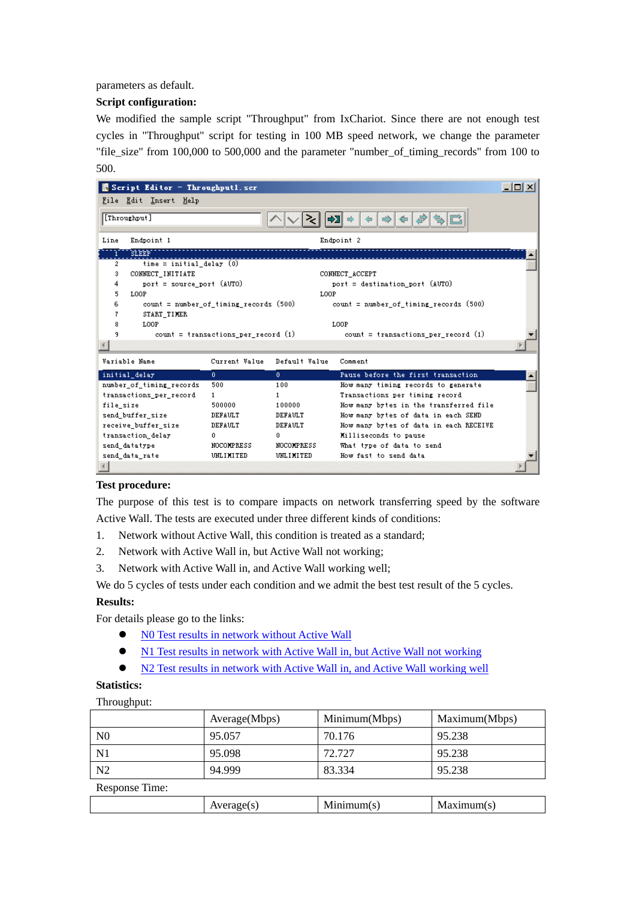parameters as default.

**Script configuration:**

We modified the sample script "Throughput" from IxChariot. Since there are not enough test cycles in "Throughput" script for testing in 100 MB speed network, we change the parameter "file_size" from 100,000 to 500,000 and the parameter "number_of_timing_records" from 100 to 500.

**Test procedure:**

The purpose of this test is to compare impacts on network transferring speed by the software Active Wall. The tests are executed under three different kinds of conditions:

1. Network without Active Wall, this condition is treated as a standard;
2. Network with Active Wall in, but Active Wall not working;
3. Network with Active Wall in, and Active Wall working well;

We do 5 cycles of tests under each condition and we admit the best test result of the 5 cycles.

**Results:**

For details please go to the links:

- N0 Test results in network without Active Wall
- N1 Test results in network with Active Wall in, but Active Wall not working
- N2 Test results in network with Active Wall in, and Active Wall working well

**Statistics:**

Throughput:

| | Average(Mbps) | Minimum(Mbps) | Maximum(Mbps) |
|---|---|---|---|
| N0 | 95.057 | 70.176 | 95.238 |
| N1 | 95.098 | 72.727 | 95.238 |
| N2 | 94.999 | 83.334 | 95.238 |

Response Time:

| | Average(s) | Minimum(s) | Maximum(s) |
|---|---|---|---|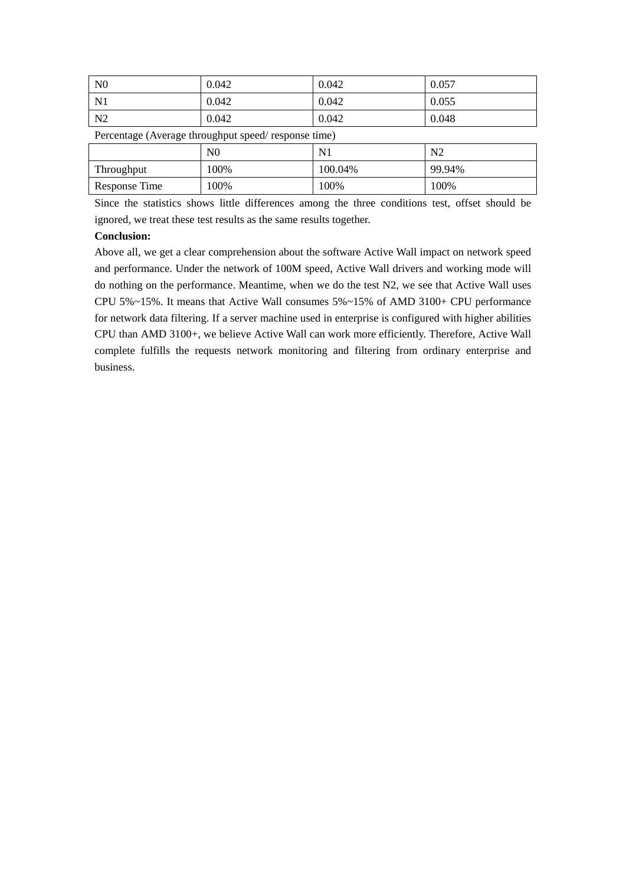| | | | |
|---|---|---|---|
| N0 | 0.042 | 0.042 | 0.057 |
| N1 | 0.042 | 0.042 | 0.055 |
| N2 | 0.042 | 0.042 | 0.048 |

Percentage (Average throughput speed/ response time)

| | N0 | N1 | N2 |
|---|---|---|---|
| Throughput | 100% | 100.04% | 99.94% |
| Response Time | 100% | 100% | 100% |

Since the statistics shows little differences among the three conditions test, offset should be ignored, we treat these test results as the same results together.

**Conclusion:**

Above all, we get a clear comprehension about the software Active Wall impact on network speed and performance. Under the network of 100M speed, Active Wall drivers and working mode will do nothing on the performance. Meantime, when we do the test N2, we see that Active Wall uses CPU 5%~15%. It means that Active Wall consumes 5%~15% of AMD 3100+ CPU performance for network data filtering. If a server machine used in enterprise is configured with higher abilities CPU than AMD 3100+, we believe Active Wall can work more efficiently. Therefore, Active Wall complete fulfills the requests network monitoring and filtering from ordinary enterprise and business.